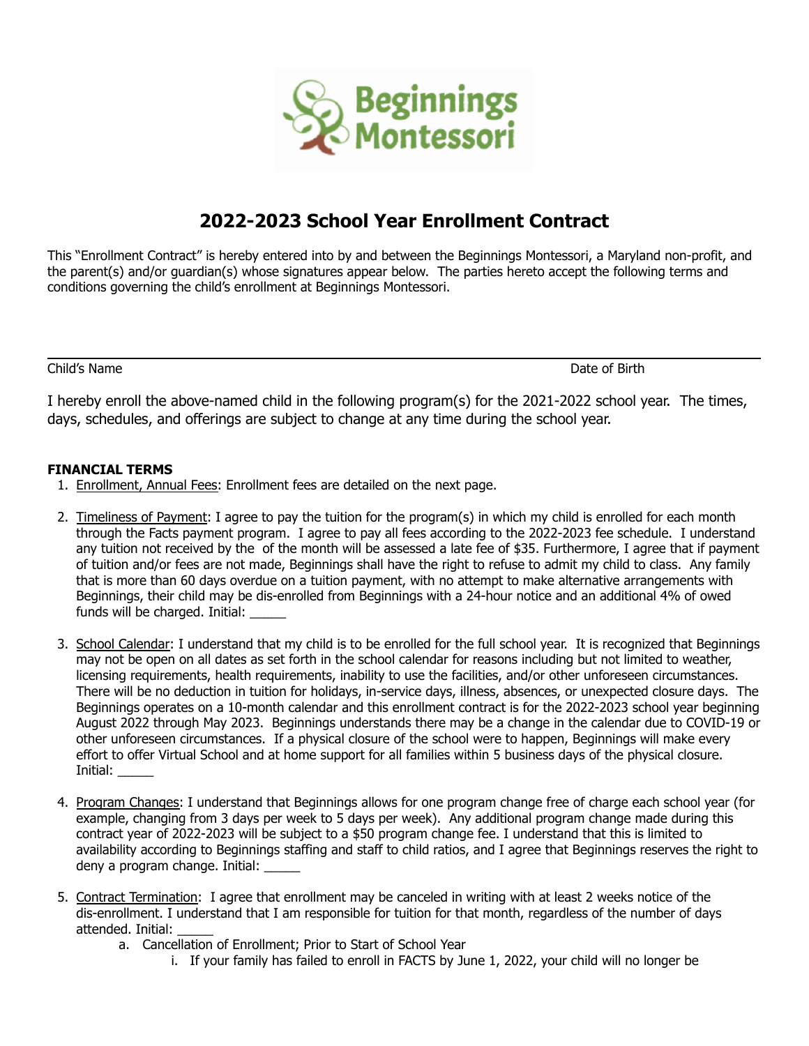# 2022-2023 School Year Enrollment Contract

This "Enrollment Contract" is hereby entered into by and between the Beginnings Montessori, a Maryland non-profit, and the parent(s) and/or guardian(s) whose signatures appear below. The parties hereto accept the following terms and conditions governing the child's enrollment at Beginnings Montessori.

Child's Name　　　　　　　　　　　　　　　　　　　　　　　　Date of Birth

I hereby enroll the above-named child in the following program(s) for the 2021-2022 school year. The times, days, schedules, and offerings are subject to change at any time during the school year.

**FINANCIAL TERMS**

1. Enrollment, Annual Fees: Enrollment fees are detailed on the next page.

2. Timeliness of Payment: I agree to pay the tuition for the program(s) in which my child is enrolled for each month through the Facts payment program. I agree to pay all fees according to the 2022-2023 fee schedule. I understand any tuition not received by the of the month will be assessed a late fee of $35. Furthermore, I agree that if payment of tuition and/or fees are not made, Beginnings shall have the right to refuse to admit my child to class. Any family that is more than 60 days overdue on a tuition payment, with no attempt to make alternative arrangements with Beginnings, their child may be dis-enrolled from Beginnings with a 24-hour notice and an additional 4% of owed funds will be charged. Initial: _____

3. School Calendar: I understand that my child is to be enrolled for the full school year. It is recognized that Beginnings may not be open on all dates as set forth in the school calendar for reasons including but not limited to weather, licensing requirements, health requirements, inability to use the facilities, and/or other unforeseen circumstances. There will be no deduction in tuition for holidays, in-service days, illness, absences, or unexpected closure days. The Beginnings operates on a 10-month calendar and this enrollment contract is for the 2022-2023 school year beginning August 2022 through May 2023. Beginnings understands there may be a change in the calendar due to COVID-19 or other unforeseen circumstances. If a physical closure of the school were to happen, Beginnings will make every effort to offer Virtual School and at home support for all families within 5 business days of the physical closure. Initial: _____

4. Program Changes: I understand that Beginnings allows for one program change free of charge each school year (for example, changing from 3 days per week to 5 days per week). Any additional program change made during this contract year of 2022-2023 will be subject to a $50 program change fee. I understand that this is limited to availability according to Beginnings staffing and staff to child ratios, and I agree that Beginnings reserves the right to deny a program change. Initial: _____

5. Contract Termination: I agree that enrollment may be canceled in writing with at least 2 weeks notice of the dis-enrollment. I understand that I am responsible for tuition for that month, regardless of the number of days attended. Initial: _____
   a. Cancellation of Enrollment; Prior to Start of School Year
      i. If your family has failed to enroll in FACTS by June 1, 2022, your child will no longer be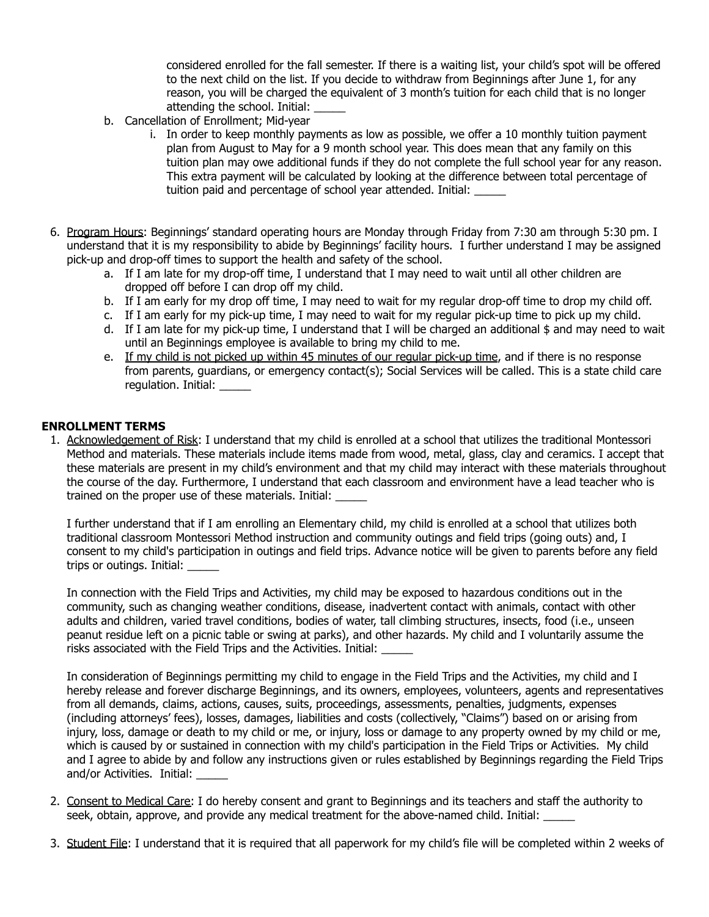considered enrolled for the fall semester. If there is a waiting list, your child's spot will be offered to the next child on the list. If you decide to withdraw from Beginnings after June 1, for any reason, you will be charged the equivalent of 3 month's tuition for each child that is no longer attending the school. Initial: _____

b. Cancellation of Enrollment; Mid-year
   i. In order to keep monthly payments as low as possible, we offer a 10 monthly tuition payment plan from August to May for a 9 month school year. This does mean that any family on this tuition plan may owe additional funds if they do not complete the full school year for any reason. This extra payment will be calculated by looking at the difference between total percentage of tuition paid and percentage of school year attended. Initial: _____

6. <u>Program Hours</u>: Beginnings' standard operating hours are Monday through Friday from 7:30 am through 5:30 pm. I understand that it is my responsibility to abide by Beginnings' facility hours. I further understand I may be assigned pick-up and drop-off times to support the health and safety of the school.
   a. If I am late for my drop-off time, I understand that I may need to wait until all other children are dropped off before I can drop off my child.
   b. If I am early for my drop off time, I may need to wait for my regular drop-off time to drop my child off.
   c. If I am early for my pick-up time, I may need to wait for my regular pick-up time to pick up my child.
   d. If I am late for my pick-up time, I understand that I will be charged an additional $ and may need to wait until an Beginnings employee is available to bring my child to me.
   e. <u>If my child is not picked up within 45 minutes of our regular pick-up time</u>, and if there is no response from parents, guardians, or emergency contact(s); Social Services will be called. This is a state child care regulation. Initial: _____

**ENROLLMENT TERMS**

1. <u>Acknowledgement of Risk</u>: I understand that my child is enrolled at a school that utilizes the traditional Montessori Method and materials. These materials include items made from wood, metal, glass, clay and ceramics. I accept that these materials are present in my child's environment and that my child may interact with these materials throughout the course of the day. Furthermore, I understand that each classroom and environment have a lead teacher who is trained on the proper use of these materials. Initial: _____

   I further understand that if I am enrolling an Elementary child, my child is enrolled at a school that utilizes both traditional classroom Montessori Method instruction and community outings and field trips (going outs) and, I consent to my child's participation in outings and field trips. Advance notice will be given to parents before any field trips or outings. Initial: _____

   In connection with the Field Trips and Activities, my child may be exposed to hazardous conditions out in the community, such as changing weather conditions, disease, inadvertent contact with animals, contact with other adults and children, varied travel conditions, bodies of water, tall climbing structures, insects, food (i.e., unseen peanut residue left on a picnic table or swing at parks), and other hazards. My child and I voluntarily assume the risks associated with the Field Trips and the Activities. Initial: _____

   In consideration of Beginnings permitting my child to engage in the Field Trips and the Activities, my child and I hereby release and forever discharge Beginnings, and its owners, employees, volunteers, agents and representatives from all demands, claims, actions, causes, suits, proceedings, assessments, penalties, judgments, expenses (including attorneys' fees), losses, damages, liabilities and costs (collectively, "Claims") based on or arising from injury, loss, damage or death to my child or me, or injury, loss or damage to any property owned by my child or me, which is caused by or sustained in connection with my child's participation in the Field Trips or Activities. My child and I agree to abide by and follow any instructions given or rules established by Beginnings regarding the Field Trips and/or Activities. Initial: _____

2. <u>Consent to Medical Care</u>: I do hereby consent and grant to Beginnings and its teachers and staff the authority to seek, obtain, approve, and provide any medical treatment for the above-named child. Initial: _____

3. <u>Student File</u>: I understand that it is required that all paperwork for my child's file will be completed within 2 weeks of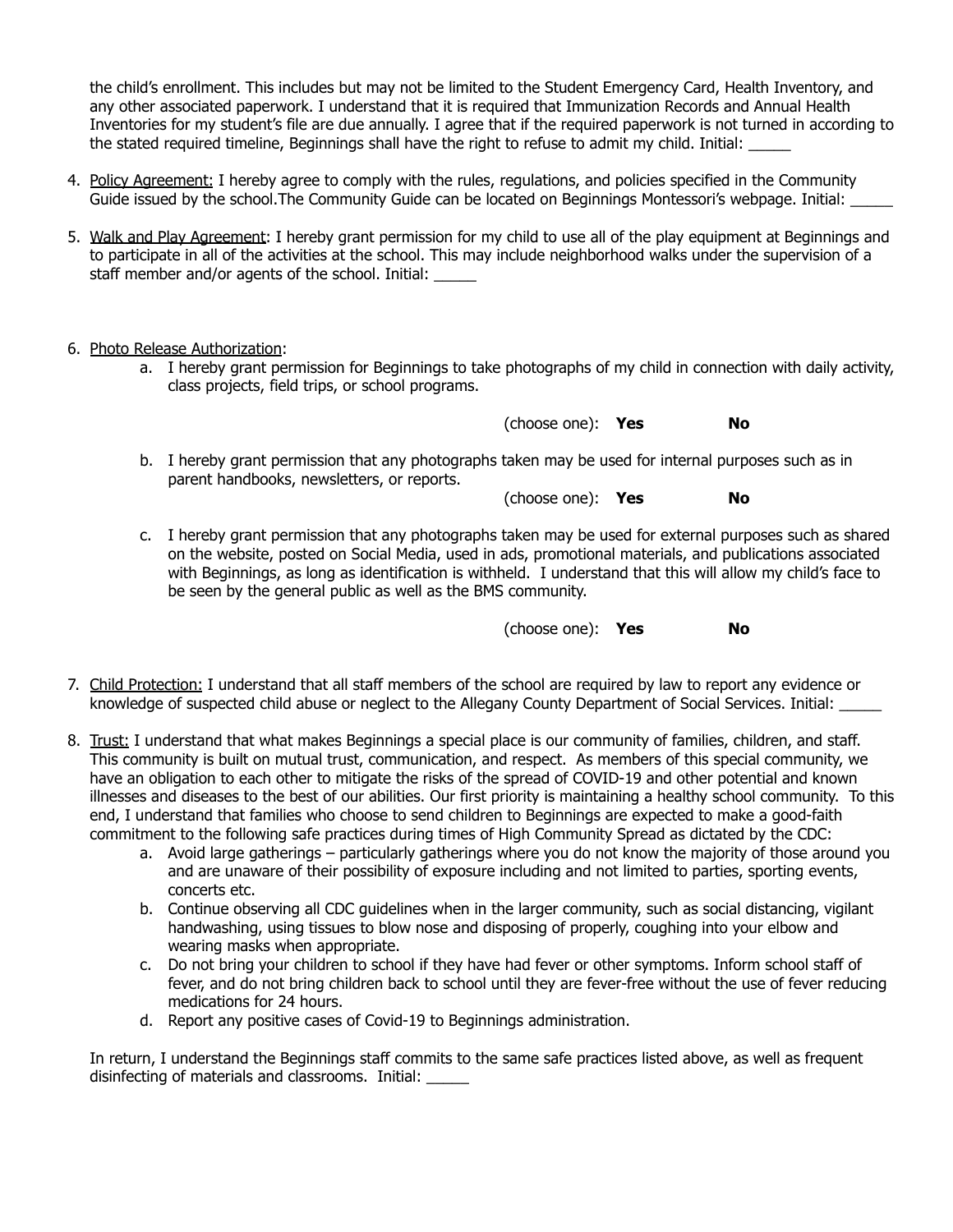the child's enrollment. This includes but may not be limited to the Student Emergency Card, Health Inventory, and any other associated paperwork. I understand that it is required that Immunization Records and Annual Health Inventories for my student's file are due annually. I agree that if the required paperwork is not turned in according to the stated required timeline, Beginnings shall have the right to refuse to admit my child. Initial: _____

4. Policy Agreement: I hereby agree to comply with the rules, regulations, and policies specified in the Community Guide issued by the school.The Community Guide can be located on Beginnings Montessori's webpage. Initial: _____

5. Walk and Play Agreement: I hereby grant permission for my child to use all of the play equipment at Beginnings and to participate in all of the activities at the school. This may include neighborhood walks under the supervision of a staff member and/or agents of the school. Initial: _____

6. Photo Release Authorization:
   a. I hereby grant permission for Beginnings to take photographs of my child in connection with daily activity, class projects, field trips, or school programs.

      (choose one): **Yes** **No**

   b. I hereby grant permission that any photographs taken may be used for internal purposes such as in parent handbooks, newsletters, or reports.

      (choose one): **Yes** **No**

   c. I hereby grant permission that any photographs taken may be used for external purposes such as shared on the website, posted on Social Media, used in ads, promotional materials, and publications associated with Beginnings, as long as identification is withheld. I understand that this will allow my child's face to be seen by the general public as well as the BMS community.

      (choose one): **Yes** **No**

7. Child Protection: I understand that all staff members of the school are required by law to report any evidence or knowledge of suspected child abuse or neglect to the Allegany County Department of Social Services. Initial: _____

8. Trust: I understand that what makes Beginnings a special place is our community of families, children, and staff. This community is built on mutual trust, communication, and respect. As members of this special community, we have an obligation to each other to mitigate the risks of the spread of COVID-19 and other potential and known illnesses and diseases to the best of our abilities. Our first priority is maintaining a healthy school community. To this end, I understand that families who choose to send children to Beginnings are expected to make a good-faith commitment to the following safe practices during times of High Community Spread as dictated by the CDC:
   a. Avoid large gatherings – particularly gatherings where you do not know the majority of those around you and are unaware of their possibility of exposure including and not limited to parties, sporting events, concerts etc.
   b. Continue observing all CDC guidelines when in the larger community, such as social distancing, vigilant handwashing, using tissues to blow nose and disposing of properly, coughing into your elbow and wearing masks when appropriate.
   c. Do not bring your children to school if they have had fever or other symptoms. Inform school staff of fever, and do not bring children back to school until they are fever-free without the use of fever reducing medications for 24 hours.
   d. Report any positive cases of Covid-19 to Beginnings administration.

   In return, I understand the Beginnings staff commits to the same safe practices listed above, as well as frequent disinfecting of materials and classrooms. Initial: _____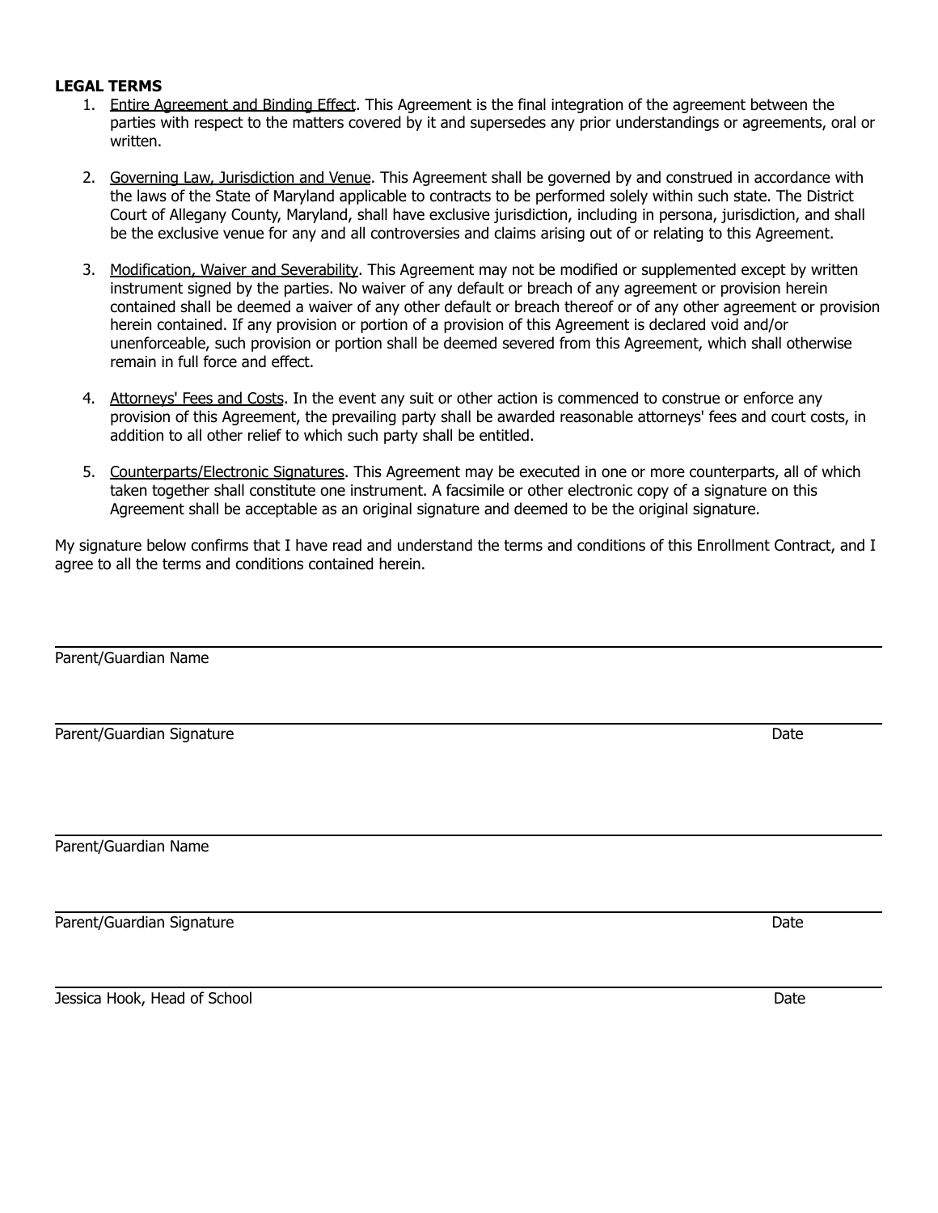**LEGAL TERMS**

1. Entire Agreement and Binding Effect. This Agreement is the final integration of the agreement between the parties with respect to the matters covered by it and supersedes any prior understandings or agreements, oral or written.

2. Governing Law, Jurisdiction and Venue. This Agreement shall be governed by and construed in accordance with the laws of the State of Maryland applicable to contracts to be performed solely within such state. The District Court of Allegany County, Maryland, shall have exclusive jurisdiction, including in persona, jurisdiction, and shall be the exclusive venue for any and all controversies and claims arising out of or relating to this Agreement.

3. Modification, Waiver and Severability. This Agreement may not be modified or supplemented except by written instrument signed by the parties. No waiver of any default or breach of any agreement or provision herein contained shall be deemed a waiver of any other default or breach thereof or of any other agreement or provision herein contained. If any provision or portion of a provision of this Agreement is declared void and/or unenforceable, such provision or portion shall be deemed severed from this Agreement, which shall otherwise remain in full force and effect.

4. Attorneys' Fees and Costs. In the event any suit or other action is commenced to construe or enforce any provision of this Agreement, the prevailing party shall be awarded reasonable attorneys' fees and court costs, in addition to all other relief to which such party shall be entitled.

5. Counterparts/Electronic Signatures. This Agreement may be executed in one or more counterparts, all of which taken together shall constitute one instrument. A facsimile or other electronic copy of a signature on this Agreement shall be acceptable as an original signature and deemed to be the original signature.

My signature below confirms that I have read and understand the terms and conditions of this Enrollment Contract, and I agree to all the terms and conditions contained herein.

______________________________________________
Parent/Guardian Name

______________________________________________
Parent/Guardian Signature Date

______________________________________________
Parent/Guardian Name

______________________________________________
Parent/Guardian Signature Date

______________________________________________
Jessica Hook, Head of School Date